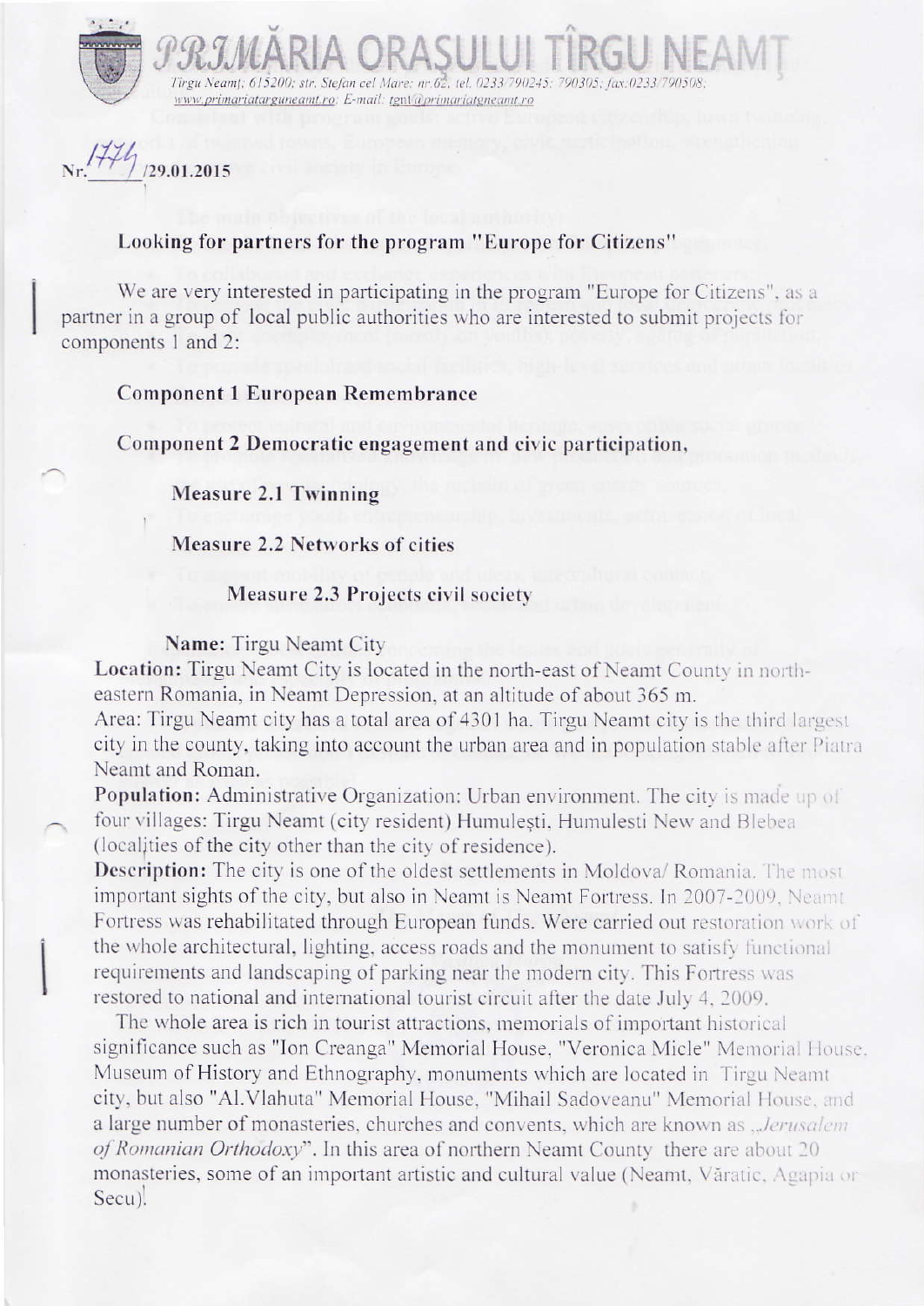# PRIMĂRIA ORAŞULUI TÎRGU NEAMŢ

Tirgu Neamţ; 615200; str. Stefan cel Mare; nr.62, tel. 0233/790245; 790305; fax:0233/790508; www.primariatarguneamt.ro; E-mail: tgnt@primariatgneamt.ro

Nr. 1774 /29.01.2015

**Looking for partners for the program "Europe for Citizens"**

We are very interested in participating in the program "Europe for Citizens", as a partner in a group of local public authorities who are interested to submit projects for components 1 and 2:

**Component 1 European Remembrance**

**Component 2 Democratic engagement and civic participation,**

**Measure 2.1 Twinning**

**Measure 2.2 Networks of cities**

**Measure 2.3 Projects civil society**

**Name:** Tirgu Neamt City

**Location:** Tirgu Neamt City is located in the north-east of Neamt County in north-eastern Romania, in Neamt Depression, at an altitude of about 365 m.

Area: Tirgu Neamt city has a total area of 4301 ha. Tirgu Neamt city is the third largest city in the county, taking into account the urban area and in population stable after Piatra Neamt and Roman.

**Population:** Administrative Organization: Urban environment. The city is made up of four villages: Tirgu Neamt (city resident) Humulești, Humulesti New and Blebea (localities of the city other than the city of residence).

**Description:** The city is one of the oldest settlements in Moldova/ Romania. The most important sights of the city, but also in Neamt is Neamt Fortress. In 2007-2009, Neamt Fortress was rehabilitated through European funds. Were carried out restoration work of the whole architectural, lighting, access roads and the monument to satisfy functional requirements and landscaping of parking near the modern city. This Fortress was restored to national and international tourist circuit after the date July 4, 2009.

The whole area is rich in tourist attractions, memorials of important historical significance such as "Ion Creanga" Memorial House, "Veronica Micle" Memorial House, Museum of History and Ethnography, monuments which are located in Tirgu Neamt city, but also "Al.Vlahuta" Memorial House, "Mihail Sadoveanu" Memorial House, and a large number of monasteries, churches and convents, which are known as *„Jerusalem of Romanian Orthodoxy"*. In this area of northern Neamt County there are about 20 monasteries, some of an important artistic and cultural value (Neamt, Văratic, Agapia or Secu).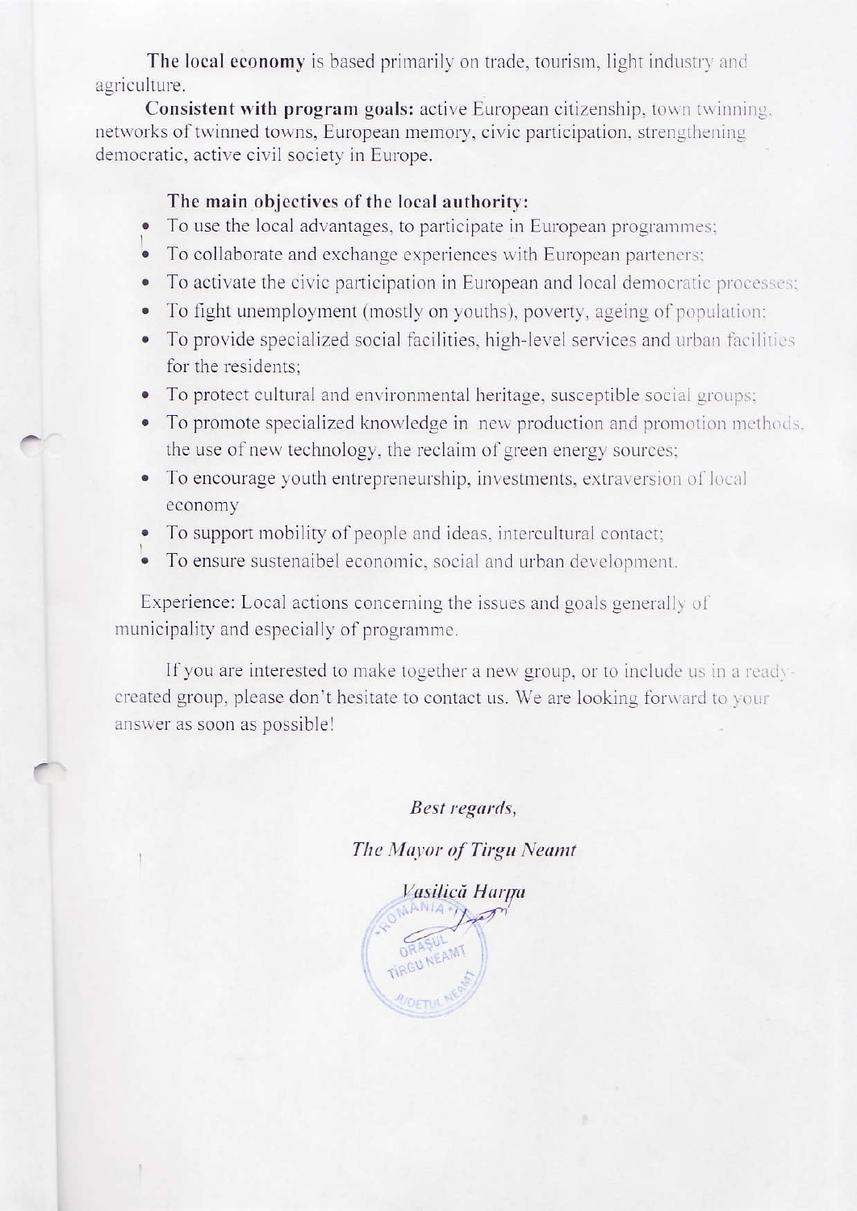**The local economy** is based primarily on trade, tourism, light industry and agriculture.

**Consistent with program goals:** active European citizenship, town twinning, networks of twinned towns, European memory, civic participation, strengthening democratic, active civil society in Europe.

**The main objectives of the local authority:**

- To use the local advantages, to participate in European programmes;
- To collaborate and exchange experiences with European parteners;
- To activate the civic participation in European and local democratic processes;
- To fight unemployment (mostly on youths), poverty, ageing of population;
- To provide specialized social facilities, high-level services and urban facilities for the residents;
- To protect cultural and environmental heritage, susceptible social groups;
- To promote specialized knowledge in new production and promotion methods, the use of new technology, the reclaim of green energy sources;
- To encourage youth entrepreneurship, investments, extraversion of local economy
- To support mobility of people and ideas, intercultural contact;
- To ensure sustenaibel economic, social and urban development.

Experience: Local actions concerning the issues and goals generally of municipality and especially of programme.

If you are interested to make together a new group, or to include us in a ready-created group, please don't hesitate to contact us. We are looking forward to your answer as soon as possible!

*Best regards,*

*The Mayor of Tirgu Neamt*

*Vasilică Harpa*

ROMANIA ORAȘUL TÎRGU NEAMȚ JUDEȚUL NEAMȚ